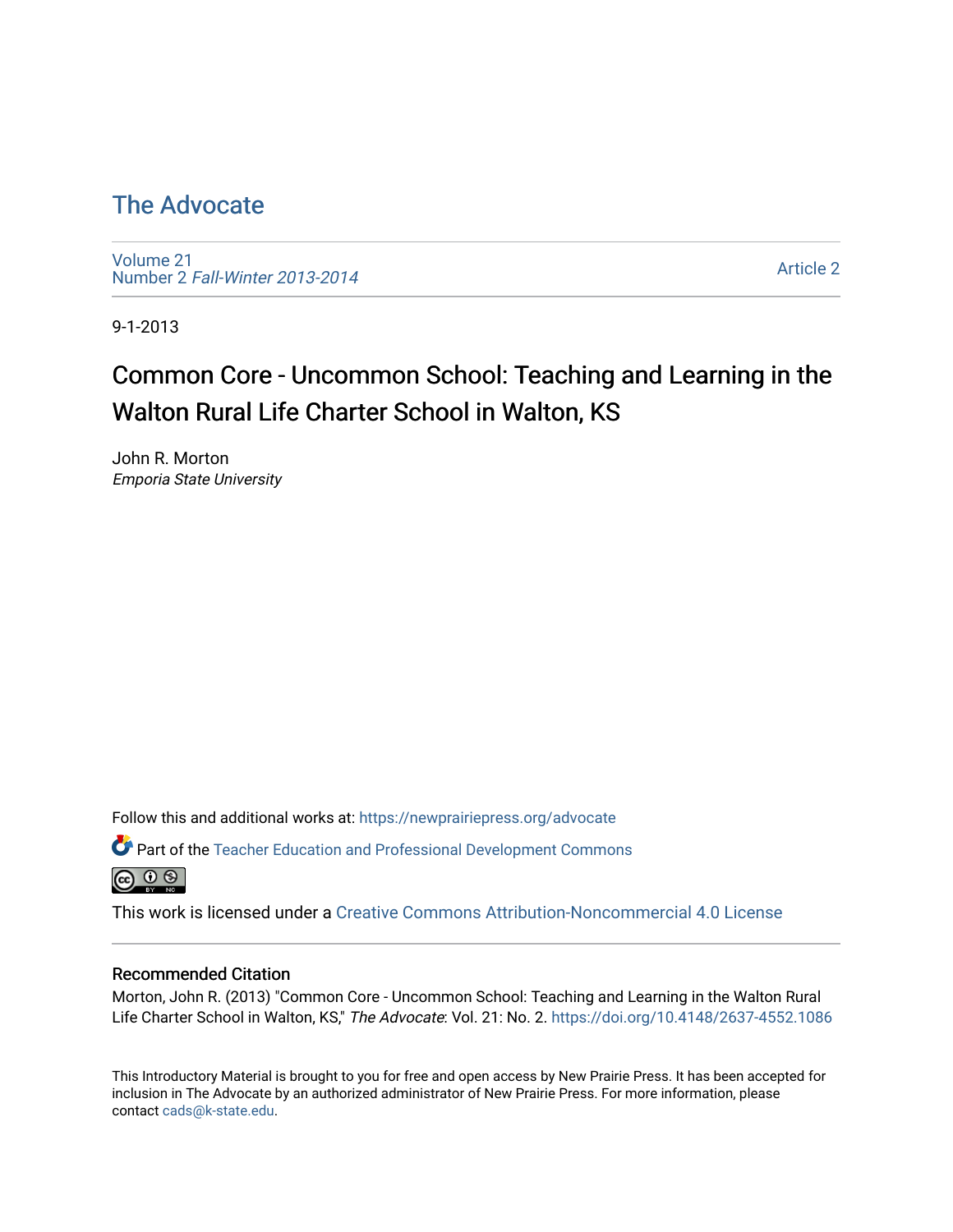# The Advocate

Volume 21
Number 2 *Fall-Winter 2013-2014*

Article 2

9-1-2013

## Common Core - Uncommon School: Teaching and Learning in the Walton Rural Life Charter School in Walton, KS

John R. Morton
*Emporia State University*

Follow this and additional works at: https://newprairiepress.org/advocate

Part of the Teacher Education and Professional Development Commons

This work is licensed under a Creative Commons Attribution-Noncommercial 4.0 License

### Recommended Citation

Morton, John R. (2013) "Common Core - Uncommon School: Teaching and Learning in the Walton Rural Life Charter School in Walton, KS," *The Advocate*: Vol. 21: No. 2. https://doi.org/10.4148/2637-4552.1086

This Introductory Material is brought to you for free and open access by New Prairie Press. It has been accepted for inclusion in The Advocate by an authorized administrator of New Prairie Press. For more information, please contact cads@k-state.edu.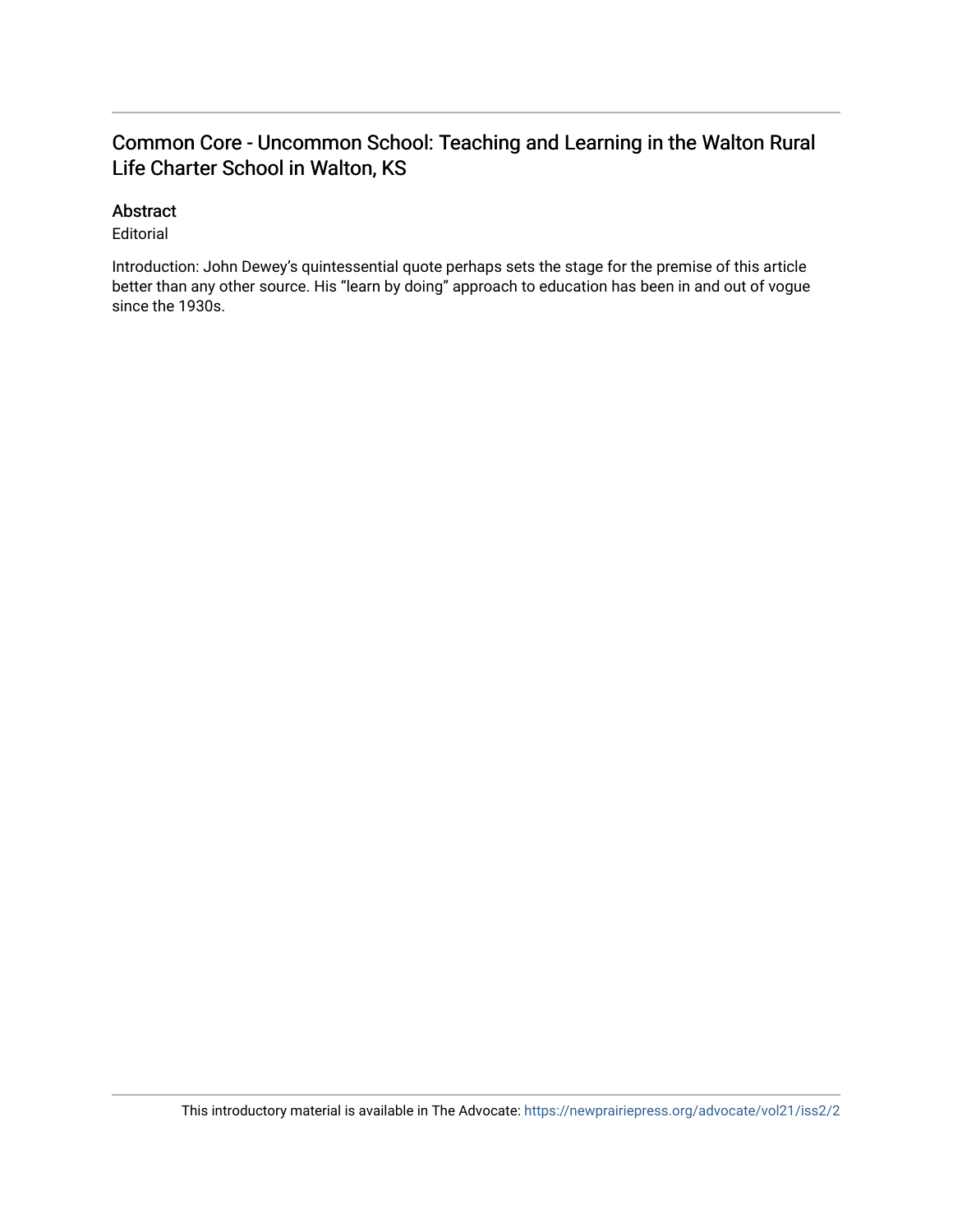# Common Core - Uncommon School: Teaching and Learning in the Walton Rural Life Charter School in Walton, KS

## Abstract

Editorial

Introduction: John Dewey's quintessential quote perhaps sets the stage for the premise of this article better than any other source. His "learn by doing" approach to education has been in and out of vogue since the 1930s.

This introductory material is available in The Advocate: https://newprairiepress.org/advocate/vol21/iss2/2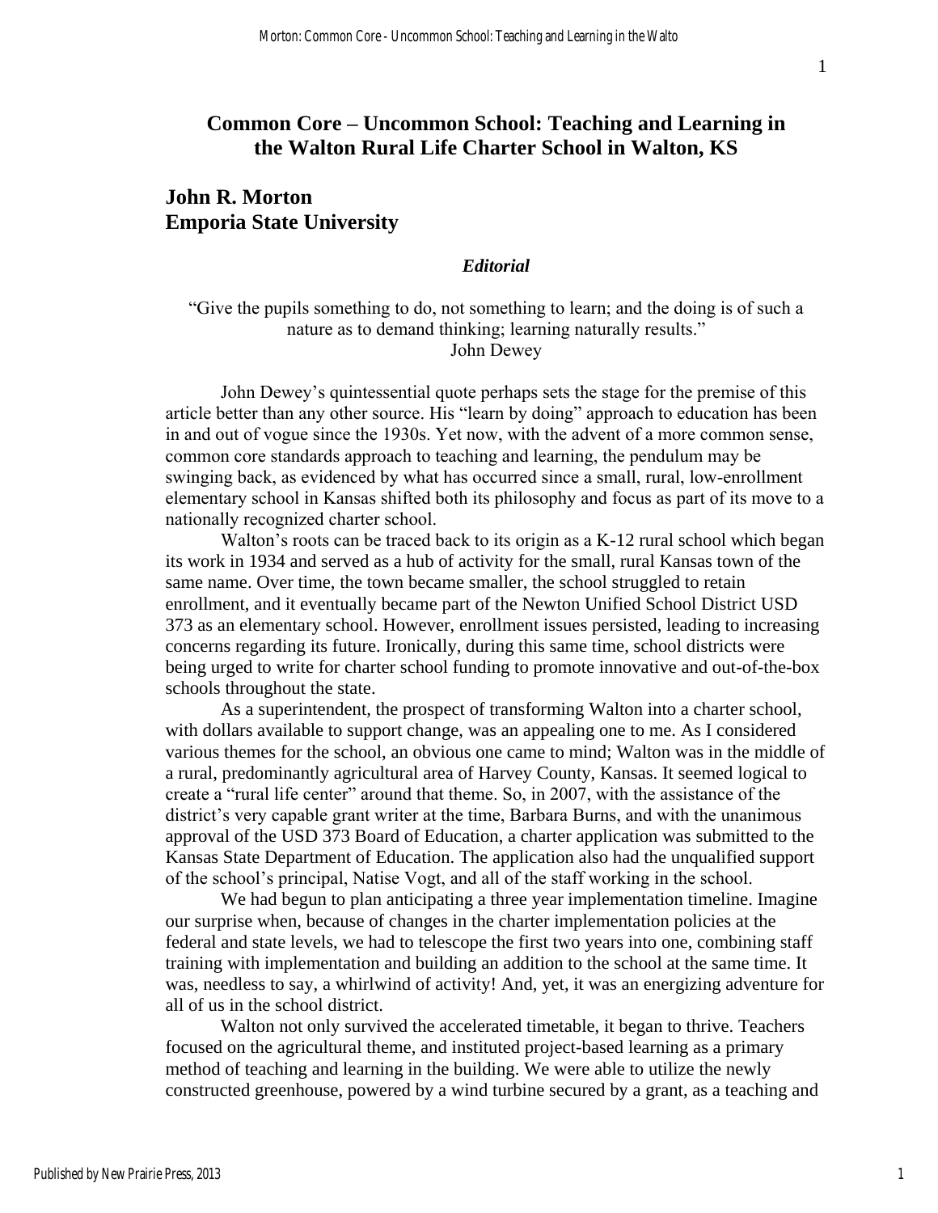# Common Core – Uncommon School: Teaching and Learning in the Walton Rural Life Charter School in Walton, KS

## John R. Morton
## Emporia State University

***Editorial***

"Give the pupils something to do, not something to learn; and the doing is of such a nature as to demand thinking; learning naturally results."
John Dewey

John Dewey's quintessential quote perhaps sets the stage for the premise of this article better than any other source. His "learn by doing" approach to education has been in and out of vogue since the 1930s. Yet now, with the advent of a more common sense, common core standards approach to teaching and learning, the pendulum may be swinging back, as evidenced by what has occurred since a small, rural, low-enrollment elementary school in Kansas shifted both its philosophy and focus as part of its move to a nationally recognized charter school.

Walton's roots can be traced back to its origin as a K-12 rural school which began its work in 1934 and served as a hub of activity for the small, rural Kansas town of the same name. Over time, the town became smaller, the school struggled to retain enrollment, and it eventually became part of the Newton Unified School District USD 373 as an elementary school. However, enrollment issues persisted, leading to increasing concerns regarding its future. Ironically, during this same time, school districts were being urged to write for charter school funding to promote innovative and out-of-the-box schools throughout the state.

As a superintendent, the prospect of transforming Walton into a charter school, with dollars available to support change, was an appealing one to me. As I considered various themes for the school, an obvious one came to mind; Walton was in the middle of a rural, predominantly agricultural area of Harvey County, Kansas. It seemed logical to create a "rural life center" around that theme. So, in 2007, with the assistance of the district's very capable grant writer at the time, Barbara Burns, and with the unanimous approval of the USD 373 Board of Education, a charter application was submitted to the Kansas State Department of Education. The application also had the unqualified support of the school's principal, Natise Vogt, and all of the staff working in the school.

We had begun to plan anticipating a three year implementation timeline. Imagine our surprise when, because of changes in the charter implementation policies at the federal and state levels, we had to telescope the first two years into one, combining staff training with implementation and building an addition to the school at the same time. It was, needless to say, a whirlwind of activity! And, yet, it was an energizing adventure for all of us in the school district.

Walton not only survived the accelerated timetable, it began to thrive. Teachers focused on the agricultural theme, and instituted project-based learning as a primary method of teaching and learning in the building. We were able to utilize the newly constructed greenhouse, powered by a wind turbine secured by a grant, as a teaching and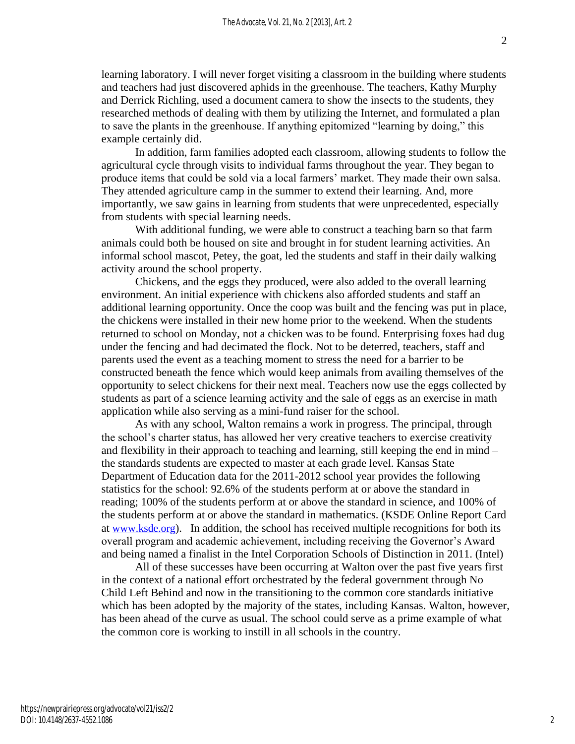learning laboratory. I will never forget visiting a classroom in the building where students and teachers had just discovered aphids in the greenhouse. The teachers, Kathy Murphy and Derrick Richling, used a document camera to show the insects to the students, they researched methods of dealing with them by utilizing the Internet, and formulated a plan to save the plants in the greenhouse. If anything epitomized "learning by doing," this example certainly did.

In addition, farm families adopted each classroom, allowing students to follow the agricultural cycle through visits to individual farms throughout the year. They began to produce items that could be sold via a local farmers' market. They made their own salsa. They attended agriculture camp in the summer to extend their learning. And, more importantly, we saw gains in learning from students that were unprecedented, especially from students with special learning needs.

With additional funding, we were able to construct a teaching barn so that farm animals could both be housed on site and brought in for student learning activities. An informal school mascot, Petey, the goat, led the students and staff in their daily walking activity around the school property.

Chickens, and the eggs they produced, were also added to the overall learning environment. An initial experience with chickens also afforded students and staff an additional learning opportunity. Once the coop was built and the fencing was put in place, the chickens were installed in their new home prior to the weekend. When the students returned to school on Monday, not a chicken was to be found. Enterprising foxes had dug under the fencing and had decimated the flock. Not to be deterred, teachers, staff and parents used the event as a teaching moment to stress the need for a barrier to be constructed beneath the fence which would keep animals from availing themselves of the opportunity to select chickens for their next meal. Teachers now use the eggs collected by students as part of a science learning activity and the sale of eggs as an exercise in math application while also serving as a mini-fund raiser for the school.

As with any school, Walton remains a work in progress. The principal, through the school's charter status, has allowed her very creative teachers to exercise creativity and flexibility in their approach to teaching and learning, still keeping the end in mind – the standards students are expected to master at each grade level. Kansas State Department of Education data for the 2011-2012 school year provides the following statistics for the school: 92.6% of the students perform at or above the standard in reading; 100% of the students perform at or above the standard in science, and 100% of the students perform at or above the standard in mathematics. (KSDE Online Report Card at [www.ksde.org](http://www.ksde.org)). In addition, the school has received multiple recognitions for both its overall program and academic achievement, including receiving the Governor's Award and being named a finalist in the Intel Corporation Schools of Distinction in 2011. (Intel)

All of these successes have been occurring at Walton over the past five years first in the context of a national effort orchestrated by the federal government through No Child Left Behind and now in the transitioning to the common core standards initiative which has been adopted by the majority of the states, including Kansas. Walton, however, has been ahead of the curve as usual. The school could serve as a prime example of what the common core is working to instill in all schools in the country.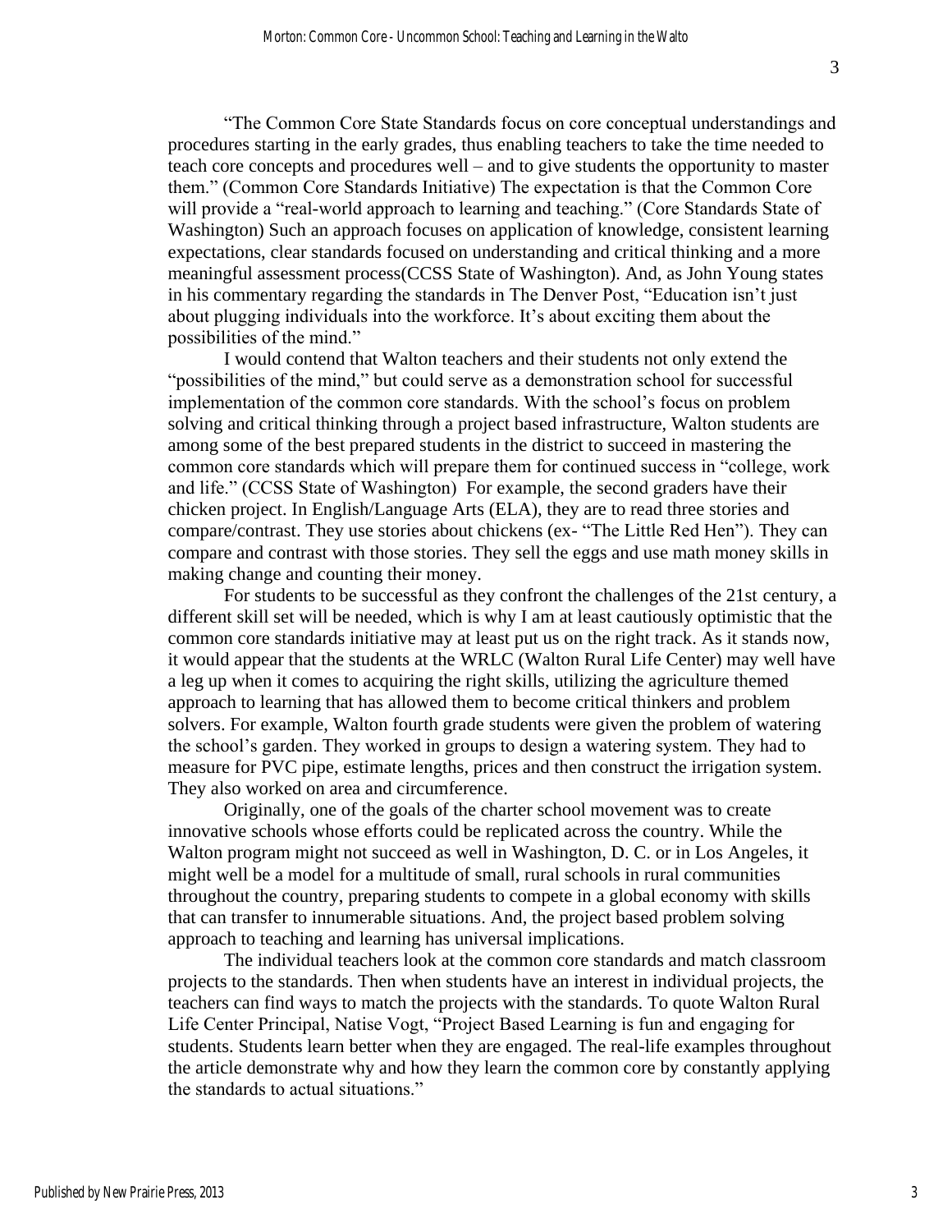"The Common Core State Standards focus on core conceptual understandings and procedures starting in the early grades, thus enabling teachers to take the time needed to teach core concepts and procedures well – and to give students the opportunity to master them." (Common Core Standards Initiative) The expectation is that the Common Core will provide a "real-world approach to learning and teaching." (Core Standards State of Washington) Such an approach focuses on application of knowledge, consistent learning expectations, clear standards focused on understanding and critical thinking and a more meaningful assessment process(CCSS State of Washington). And, as John Young states in his commentary regarding the standards in The Denver Post, "Education isn't just about plugging individuals into the workforce. It's about exciting them about the possibilities of the mind."

I would contend that Walton teachers and their students not only extend the "possibilities of the mind," but could serve as a demonstration school for successful implementation of the common core standards. With the school's focus on problem solving and critical thinking through a project based infrastructure, Walton students are among some of the best prepared students in the district to succeed in mastering the common core standards which will prepare them for continued success in "college, work and life." (CCSS State of Washington) For example, the second graders have their chicken project. In English/Language Arts (ELA), they are to read three stories and compare/contrast. They use stories about chickens (ex- "The Little Red Hen"). They can compare and contrast with those stories. They sell the eggs and use math money skills in making change and counting their money.

For students to be successful as they confront the challenges of the 21st century, a different skill set will be needed, which is why I am at least cautiously optimistic that the common core standards initiative may at least put us on the right track. As it stands now, it would appear that the students at the WRLC (Walton Rural Life Center) may well have a leg up when it comes to acquiring the right skills, utilizing the agriculture themed approach to learning that has allowed them to become critical thinkers and problem solvers. For example, Walton fourth grade students were given the problem of watering the school's garden. They worked in groups to design a watering system. They had to measure for PVC pipe, estimate lengths, prices and then construct the irrigation system. They also worked on area and circumference.

Originally, one of the goals of the charter school movement was to create innovative schools whose efforts could be replicated across the country. While the Walton program might not succeed as well in Washington, D. C. or in Los Angeles, it might well be a model for a multitude of small, rural schools in rural communities throughout the country, preparing students to compete in a global economy with skills that can transfer to innumerable situations. And, the project based problem solving approach to teaching and learning has universal implications.

The individual teachers look at the common core standards and match classroom projects to the standards. Then when students have an interest in individual projects, the teachers can find ways to match the projects with the standards. To quote Walton Rural Life Center Principal, Natise Vogt, "Project Based Learning is fun and engaging for students. Students learn better when they are engaged. The real-life examples throughout the article demonstrate why and how they learn the common core by constantly applying the standards to actual situations."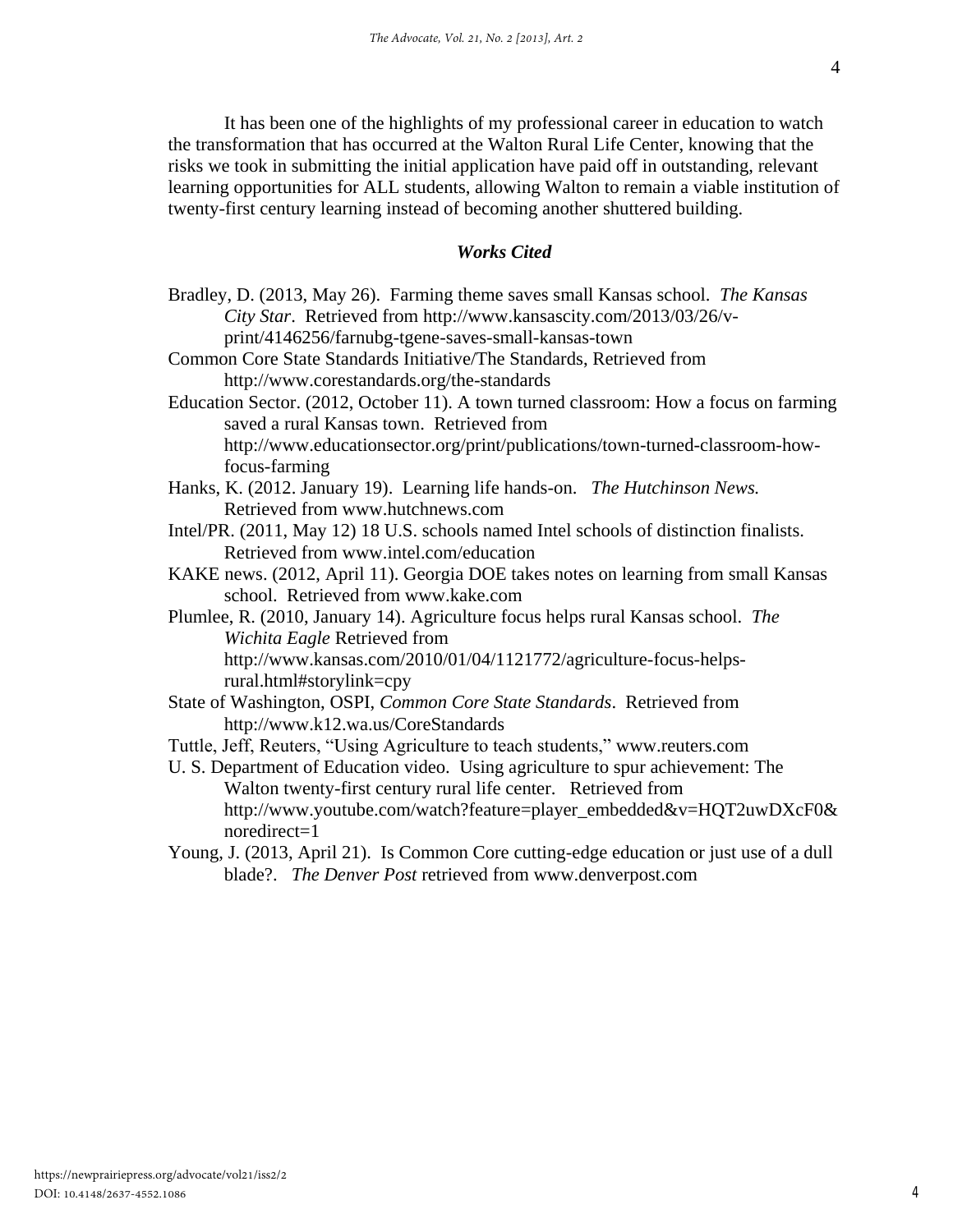It has been one of the highlights of my professional career in education to watch the transformation that has occurred at the Walton Rural Life Center, knowing that the risks we took in submitting the initial application have paid off in outstanding, relevant learning opportunities for ALL students, allowing Walton to remain a viable institution of twenty-first century learning instead of becoming another shuttered building.

## *Works Cited*

Bradley, D. (2013, May 26). Farming theme saves small Kansas school. *The Kansas City Star*. Retrieved from http://www.kansascity.com/2013/03/26/v-print/4146256/farnubg-tgene-saves-small-kansas-town

Common Core State Standards Initiative/The Standards, Retrieved from http://www.corestandards.org/the-standards

Education Sector. (2012, October 11). A town turned classroom: How a focus on farming saved a rural Kansas town. Retrieved from http://www.educationsector.org/print/publications/town-turned-classroom-how-focus-farming

Hanks, K. (2012. January 19). Learning life hands-on. *The Hutchinson News.* Retrieved from www.hutchnews.com

Intel/PR. (2011, May 12) 18 U.S. schools named Intel schools of distinction finalists. Retrieved from www.intel.com/education

KAKE news. (2012, April 11). Georgia DOE takes notes on learning from small Kansas school. Retrieved from www.kake.com

Plumlee, R. (2010, January 14). Agriculture focus helps rural Kansas school. *The Wichita Eagle* Retrieved from http://www.kansas.com/2010/01/04/1121772/agriculture-focus-helps-rural.html#storylink=cpy

State of Washington, OSPI, *Common Core State Standards*. Retrieved from http://www.k12.wa.us/CoreStandards

Tuttle, Jeff, Reuters, "Using Agriculture to teach students," www.reuters.com

U. S. Department of Education video. Using agriculture to spur achievement: The Walton twenty-first century rural life center. Retrieved from http://www.youtube.com/watch?feature=player_embedded&v=HQT2uwDXcF0&noredirect=1

Young, J. (2013, April 21). Is Common Core cutting-edge education or just use of a dull blade?. *The Denver Post* retrieved from www.denverpost.com